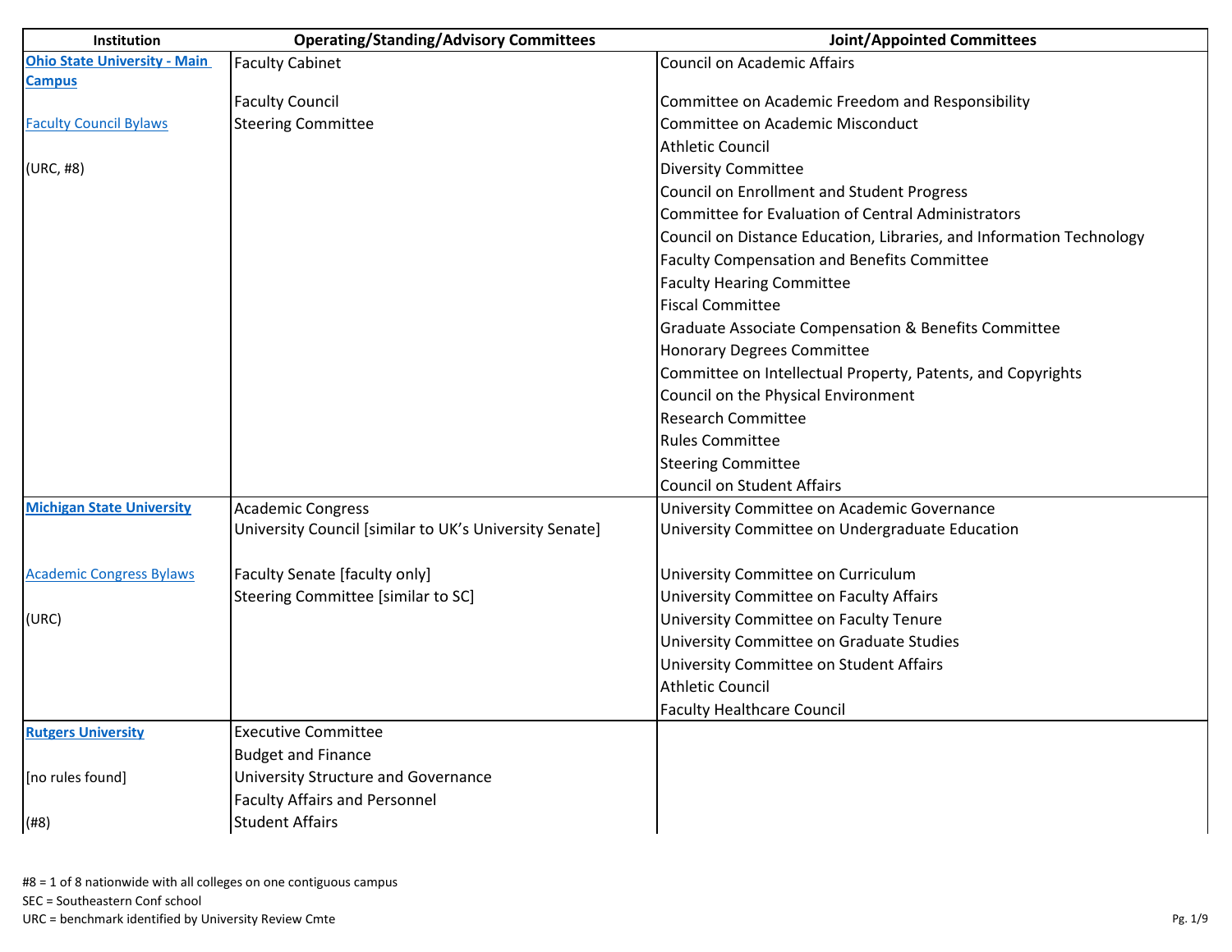| Institution | Operating/Standing/Advisory Committees | Joint/Appointed Committees |
|---|---|---|
| **Ohio State University - Main Campus** | Faculty Cabinet | Council on Academic Affairs |
| | Faculty Council | Committee on Academic Freedom and Responsibility |
| Faculty Council Bylaws | Steering Committee | Committee on Academic Misconduct |
| | | Athletic Council |
| (URC, #8) | | Diversity Committee |
| | | Council on Enrollment and Student Progress |
| | | Committee for Evaluation of Central Administrators |
| | | Council on Distance Education, Libraries, and Information Technology |
| | | Faculty Compensation and Benefits Committee |
| | | Faculty Hearing Committee |
| | | Fiscal Committee |
| | | Graduate Associate Compensation & Benefits Committee |
| | | Honorary Degrees Committee |
| | | Committee on Intellectual Property, Patents, and Copyrights |
| | | Council on the Physical Environment |
| | | Research Committee |
| | | Rules Committee |
| | | Steering Committee |
| | | Council on Student Affairs |
| **Michigan State University** | Academic Congress | University Committee on Academic Governance |
| | University Council [similar to UK's University Senate] | University Committee on Undergraduate Education |
| Academic Congress Bylaws | Faculty Senate [faculty only] | University Committee on Curriculum |
| | Steering Committee [similar to SC] | University Committee on Faculty Affairs |
| (URC) | | University Committee on Faculty Tenure |
| | | University Committee on Graduate Studies |
| | | University Committee on Student Affairs |
| | | Athletic Council |
| | | Faculty Healthcare Council |
| **Rutgers University** | Executive Committee | |
| | Budget and Finance | |
| [no rules found] | University Structure and Governance | |
| | Faculty Affairs and Personnel | |
| (#8) | Student Affairs | |

#8 = 1 of 8 nationwide with all colleges on one contiguous campus
SEC = Southeastern Conf school
URC = benchmark identified by University Review Cmte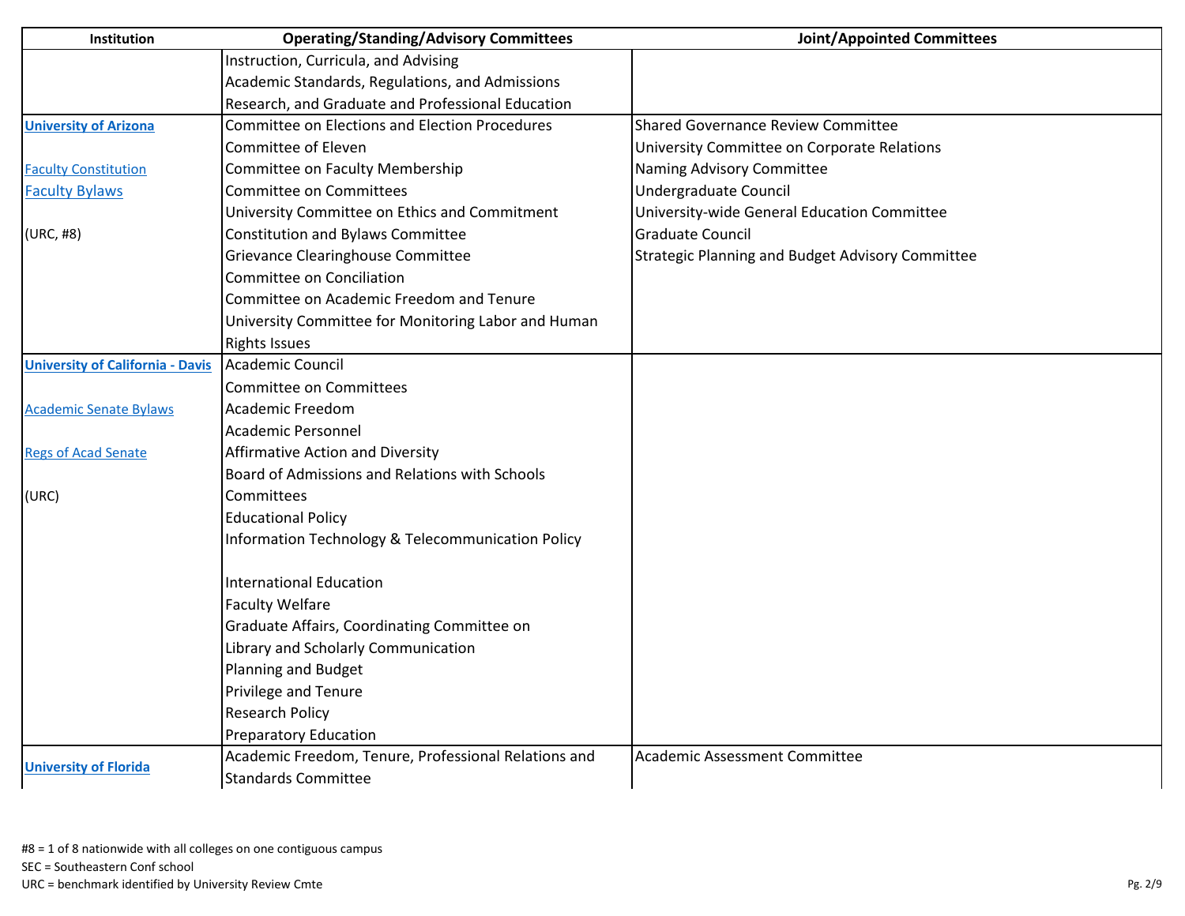| Institution | Operating/Standing/Advisory Committees | Joint/Appointed Committees |
|---|---|---|
| | Instruction, Curricula, and Advising<br>Academic Standards, Regulations, and Admissions<br>Research, and Graduate and Professional Education | |
| **University of Arizona**<br><br>Faculty Constitution<br>Faculty Bylaws<br><br>(URC, #8) | Committee on Elections and Election Procedures<br>Committee of Eleven<br>Committee on Faculty Membership<br>Committee on Committees<br>University Committee on Ethics and Commitment<br>Constitution and Bylaws Committee<br>Grievance Clearinghouse Committee<br>Committee on Conciliation<br>Committee on Academic Freedom and Tenure<br>University Committee for Monitoring Labor and Human Rights Issues | Shared Governance Review Committee<br>University Committee on Corporate Relations<br>Naming Advisory Committee<br>Undergraduate Council<br>University-wide General Education Committee<br>Graduate Council<br>Strategic Planning and Budget Advisory Committee |
| **University of California - Davis**<br><br>Academic Senate Bylaws<br><br>Regs of Acad Senate<br><br>(URC) | Academic Council<br>Committee on Committees<br>Academic Freedom<br>Academic Personnel<br>Affirmative Action and Diversity<br>Board of Admissions and Relations with Schools<br>Committees<br>Educational Policy<br>Information Technology & Telecommunication Policy<br><br>International Education<br>Faculty Welfare<br>Graduate Affairs, Coordinating Committee on<br>Library and Scholarly Communication<br>Planning and Budget<br>Privilege and Tenure<br>Research Policy<br>Preparatory Education | |
| **University of Florida** | Academic Freedom, Tenure, Professional Relations and Standards Committee | Academic Assessment Committee |

#8 = 1 of 8 nationwide with all colleges on one contiguous campus
SEC = Southeastern Conf school
URC = benchmark identified by University Review Cmte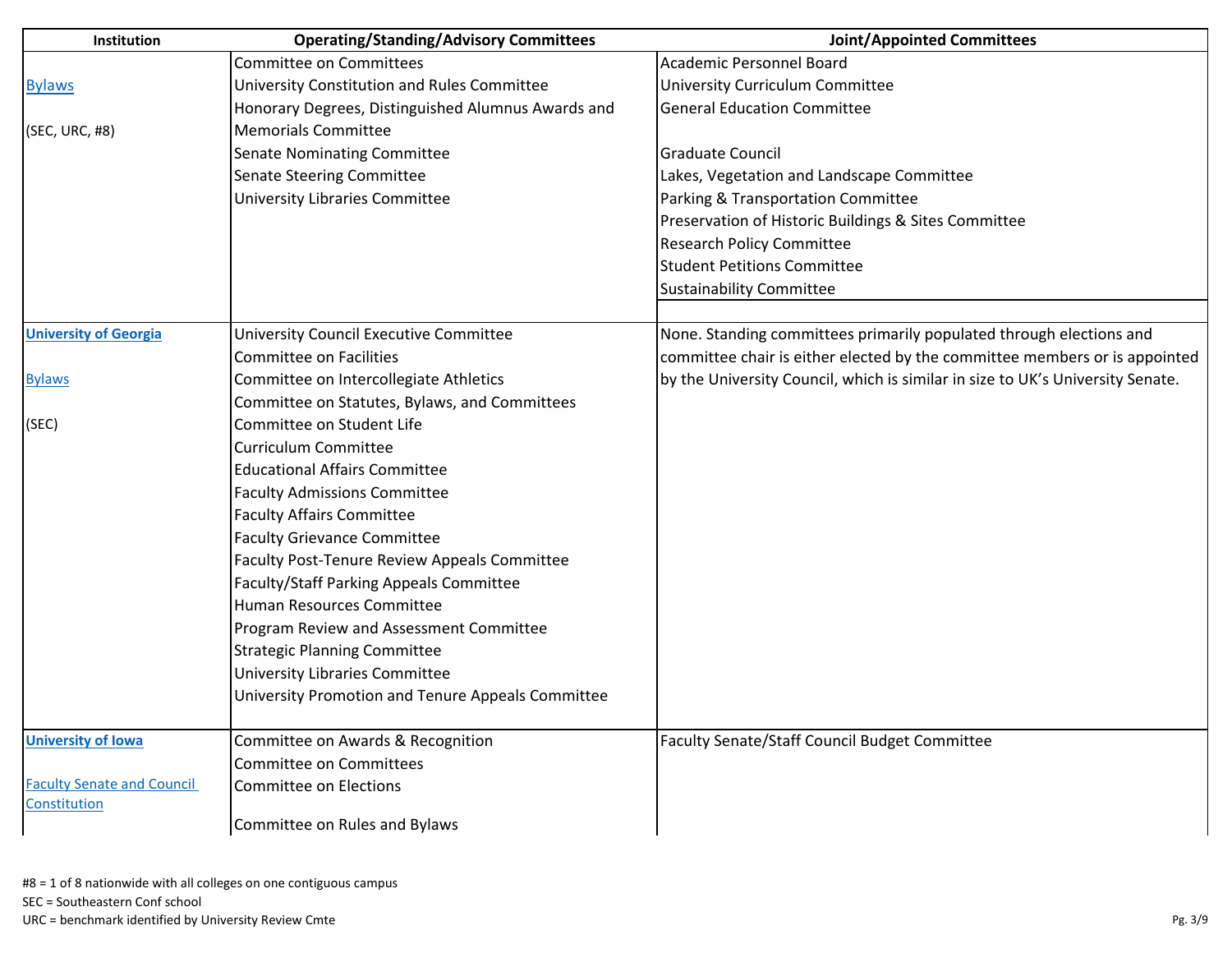| Institution | Operating/Standing/Advisory Committees | Joint/Appointed Committees |
|---|---|---|
| Bylaws<br><br>(SEC, URC, #8) | Committee on Committees<br>University Constitution and Rules Committee<br>Honorary Degrees, Distinguished Alumnus Awards and Memorials Committee<br>Senate Nominating Committee<br>Senate Steering Committee<br>University Libraries Committee | Academic Personnel Board<br>University Curriculum Committee<br>General Education Committee<br><br>Graduate Council<br>Lakes, Vegetation and Landscape Committee<br>Parking & Transportation Committee<br>Preservation of Historic Buildings & Sites Committee<br>Research Policy Committee<br>Student Petitions Committee<br>Sustainability Committee |
| **University of Georgia**<br><br>Bylaws<br><br>(SEC) | University Council Executive Committee<br>Committee on Facilities<br>Committee on Intercollegiate Athletics<br>Committee on Statutes, Bylaws, and Committees<br>Committee on Student Life<br>Curriculum Committee<br>Educational Affairs Committee<br>Faculty Admissions Committee<br>Faculty Affairs Committee<br>Faculty Grievance Committee<br>Faculty Post-Tenure Review Appeals Committee<br>Faculty/Staff Parking Appeals Committee<br>Human Resources Committee<br>Program Review and Assessment Committee<br>Strategic Planning Committee<br>University Libraries Committee<br>University Promotion and Tenure Appeals Committee | None. Standing committees primarily populated through elections and committee chair is either elected by the committee members or is appointed by the University Council, which is similar in size to UK's University Senate. |
| **University of Iowa**<br><br>Faculty Senate and Council Constitution | Committee on Awards & Recognition<br>Committee on Committees<br>Committee on Elections<br><br>Committee on Rules and Bylaws | Faculty Senate/Staff Council Budget Committee |

#8 = 1 of 8 nationwide with all colleges on one contiguous campus
SEC = Southeastern Conf school
URC = benchmark identified by University Review Cmte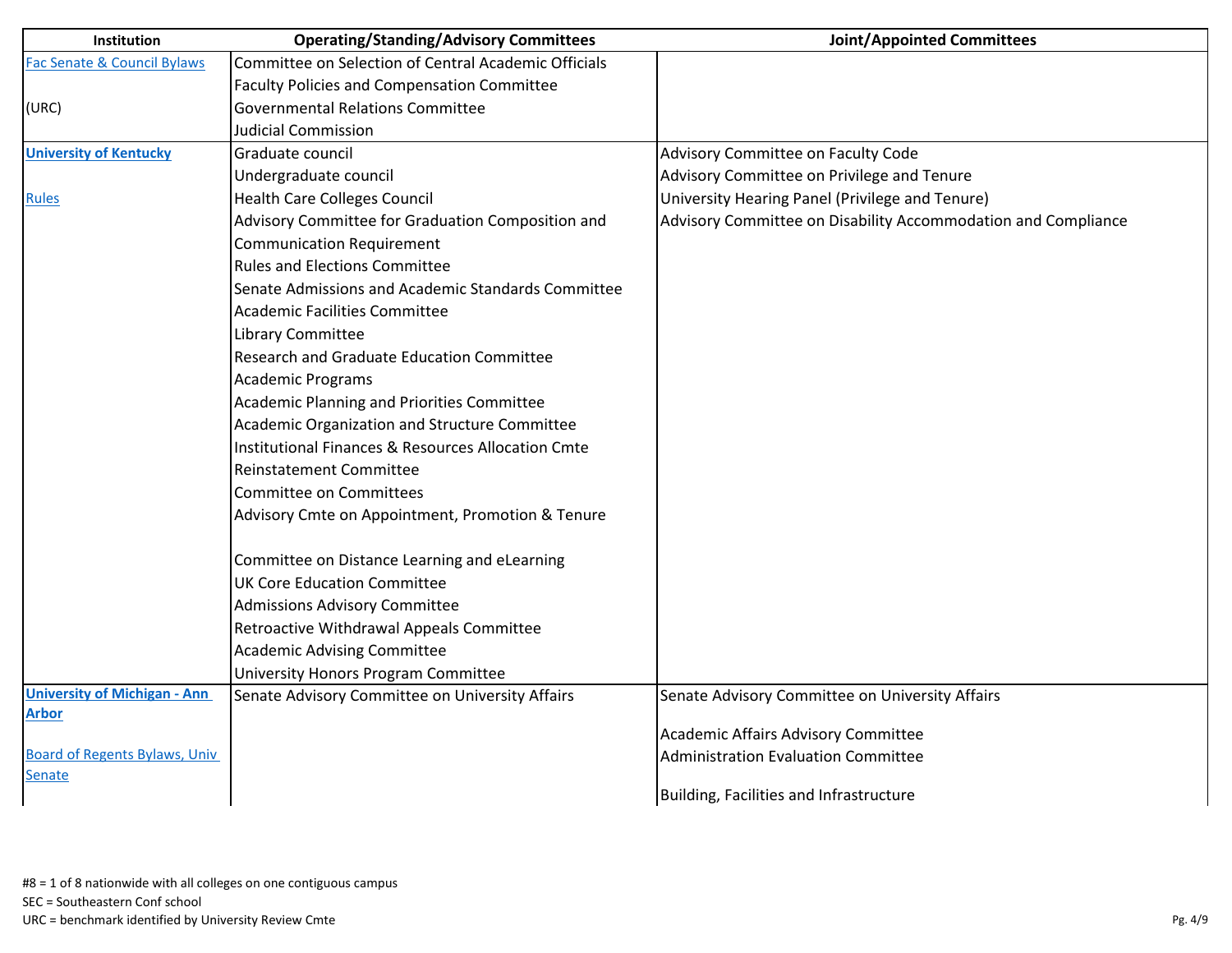| Institution | Operating/Standing/Advisory Committees | Joint/Appointed Committees |
|---|---|---|
| Fac Senate & Council Bylaws | Committee on Selection of Central Academic Officials | |
| | Faculty Policies and Compensation Committee | |
| (URC) | Governmental Relations Committee | |
| | Judicial Commission | |
| **University of Kentucky** | Graduate council | Advisory Committee on Faculty Code |
| | Undergraduate council | Advisory Committee on Privilege and Tenure |
| Rules | Health Care Colleges Council | University Hearing Panel (Privilege and Tenure) |
| | Advisory Committee for Graduation Composition and Communication Requirement | Advisory Committee on Disability Accommodation and Compliance |
| | Rules and Elections Committee | |
| | Senate Admissions and Academic Standards Committee | |
| | Academic Facilities Committee | |
| | Library Committee | |
| | Research and Graduate Education Committee | |
| | Academic Programs | |
| | Academic Planning and Priorities Committee | |
| | Academic Organization and Structure Committee | |
| | Institutional Finances & Resources Allocation Cmte | |
| | Reinstatement Committee | |
| | Committee on Committees | |
| | Advisory Cmte on Appointment, Promotion & Tenure | |
| | Committee on Distance Learning and eLearning | |
| | UK Core Education Committee | |
| | Admissions Advisory Committee | |
| | Retroactive Withdrawal Appeals Committee | |
| | Academic Advising Committee | |
| | University Honors Program Committee | |
| **University of Michigan - Ann Arbor** | Senate Advisory Committee on University Affairs | Senate Advisory Committee on University Affairs |
| | | Academic Affairs Advisory Committee |
| Board of Regents Bylaws, Univ Senate | | Administration Evaluation Committee |
| | | Building, Facilities and Infrastructure |

#8 = 1 of 8 nationwide with all colleges on one contiguous campus
SEC = Southeastern Conf school
URC = benchmark identified by University Review Cmte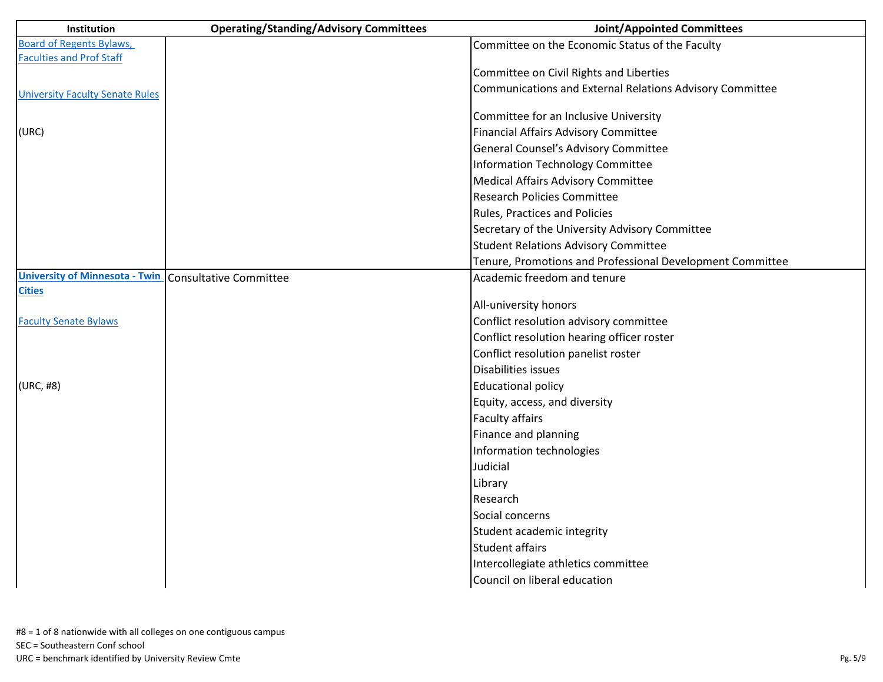| Institution | Operating/Standing/Advisory Committees | Joint/Appointed Committees |
|---|---|---|
| Board of Regents Bylaws, Faculties and Prof Staff | | Committee on the Economic Status of the Faculty |
| | | Committee on Civil Rights and Liberties |
| University Faculty Senate Rules | | Communications and External Relations Advisory Committee |
| | | Committee for an Inclusive University |
| (URC) | | Financial Affairs Advisory Committee |
| | | General Counsel's Advisory Committee |
| | | Information Technology Committee |
| | | Medical Affairs Advisory Committee |
| | | Research Policies Committee |
| | | Rules, Practices and Policies |
| | | Secretary of the University Advisory Committee |
| | | Student Relations Advisory Committee |
| | | Tenure, Promotions and Professional Development Committee |
| **University of Minnesota - Twin Cities** | Consultative Committee | Academic freedom and tenure |
| | | All-university honors |
| Faculty Senate Bylaws | | Conflict resolution advisory committee |
| | | Conflict resolution hearing officer roster |
| | | Conflict resolution panelist roster |
| | | Disabilities issues |
| (URC, #8) | | Educational policy |
| | | Equity, access, and diversity |
| | | Faculty affairs |
| | | Finance and planning |
| | | Information technologies |
| | | Judicial |
| | | Library |
| | | Research |
| | | Social concerns |
| | | Student academic integrity |
| | | Student affairs |
| | | Intercollegiate athletics committee |
| | | Council on liberal education |

#8 = 1 of 8 nationwide with all colleges on one contiguous campus
SEC = Southeastern Conf school
URC = benchmark identified by University Review Cmte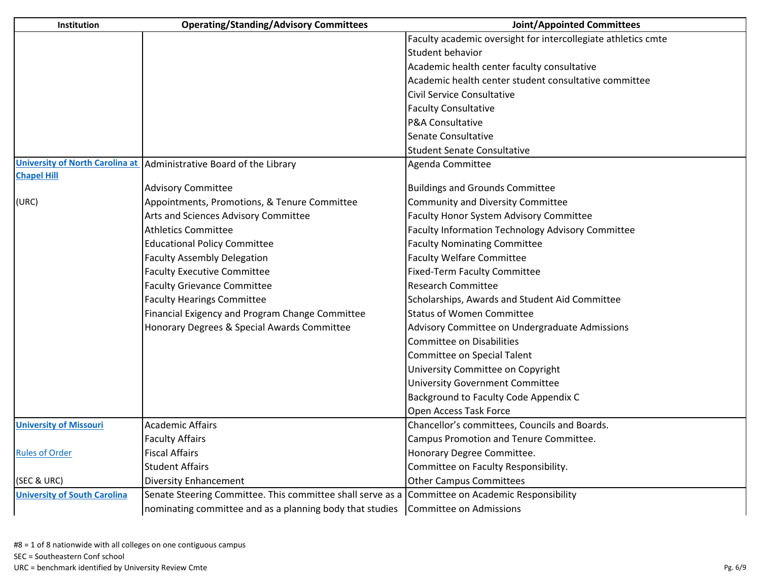| Institution | Operating/Standing/Advisory Committees | Joint/Appointed Committees |
|---|---|---|
| | | Faculty academic oversight for intercollegiate athletics cmte |
| | | Student behavior |
| | | Academic health center faculty consultative |
| | | Academic health center student consultative committee |
| | | Civil Service Consultative |
| | | Faculty Consultative |
| | | P&A Consultative |
| | | Senate Consultative |
| | | Student Senate Consultative |
| **University of North Carolina at Chapel Hill** | Administrative Board of the Library | Agenda Committee |
| | Advisory Committee | Buildings and Grounds Committee |
| (URC) | Appointments, Promotions, & Tenure Committee | Community and Diversity Committee |
| | Arts and Sciences Advisory Committee | Faculty Honor System Advisory Committee |
| | Athletics Committee | Faculty Information Technology Advisory Committee |
| | Educational Policy Committee | Faculty Nominating Committee |
| | Faculty Assembly Delegation | Faculty Welfare Committee |
| | Faculty Executive Committee | Fixed-Term Faculty Committee |
| | Faculty Grievance Committee | Research Committee |
| | Faculty Hearings Committee | Scholarships, Awards and Student Aid Committee |
| | Financial Exigency and Program Change Committee | Status of Women Committee |
| | Honorary Degrees & Special Awards Committee | Advisory Committee on Undergraduate Admissions |
| | | Committee on Disabilities |
| | | Committee on Special Talent |
| | | University Committee on Copyright |
| | | University Government Committee |
| | | Background to Faculty Code Appendix C |
| | | Open Access Task Force |
| **University of Missouri** | Academic Affairs | Chancellor's committees, Councils and Boards. |
| | Faculty Affairs | Campus Promotion and Tenure Committee. |
| Rules of Order | Fiscal Affairs | Honorary Degree Committee. |
| | Student Affairs | Committee on Faculty Responsibility. |
| (SEC & URC) | Diversity Enhancement | Other Campus Committees |
| **University of South Carolina** | Senate Steering Committee. This committee shall serve as a nominating committee and as a planning body that studies | Committee on Academic Responsibility |
| | | Committee on Admissions |

#8 = 1 of 8 nationwide with all colleges on one contiguous campus
SEC = Southeastern Conf school
URC = benchmark identified by University Review Cmte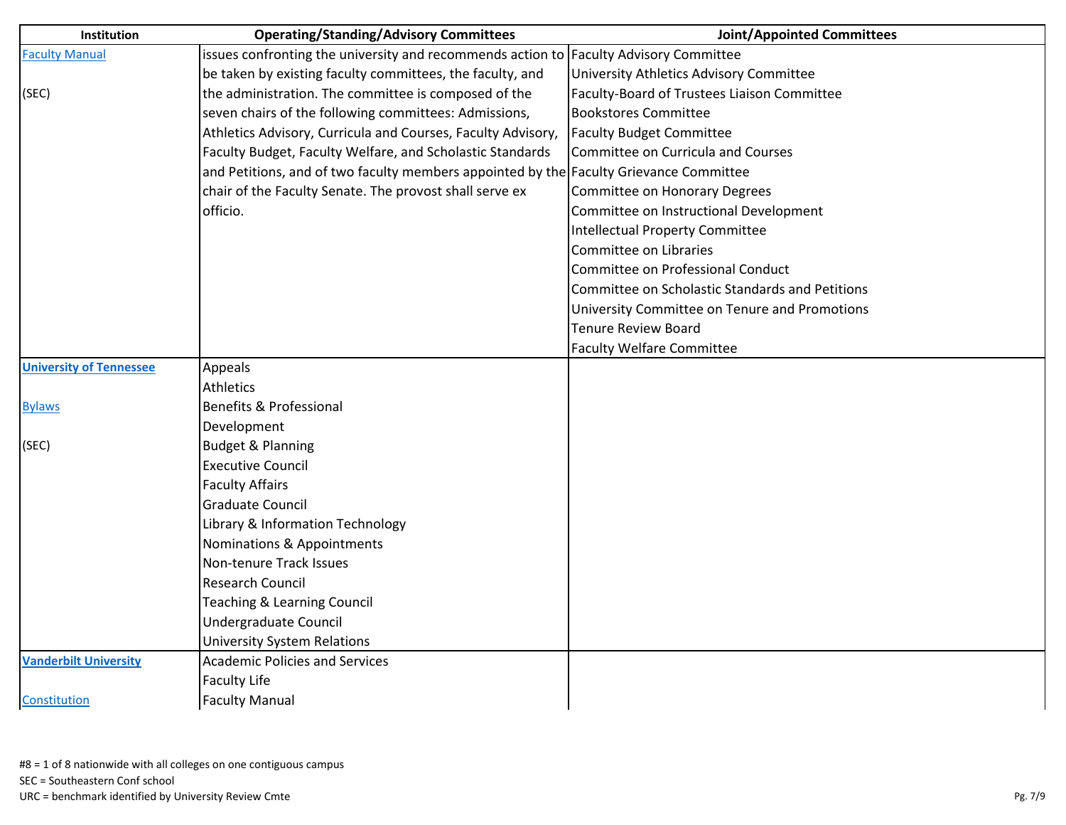| Institution | Operating/Standing/Advisory Committees | Joint/Appointed Committees |
|---|---|---|
| Faculty Manual<br><br>(SEC) | issues confronting the university and recommends action to be taken by existing faculty committees, the faculty, and the administration. The committee is composed of the seven chairs of the following committees: Admissions, Athletics Advisory, Curricula and Courses, Faculty Advisory, Faculty Budget, Faculty Welfare, and Scholastic Standards and Petitions, and of two faculty members appointed by the chair of the Faculty Senate. The provost shall serve ex officio. | Faculty Advisory Committee<br>University Athletics Advisory Committee<br>Faculty-Board of Trustees Liaison Committee<br>Bookstores Committee<br>Faculty Budget Committee<br>Committee on Curricula and Courses<br>Faculty Grievance Committee<br>Committee on Honorary Degrees<br>Committee on Instructional Development<br>Intellectual Property Committee<br>Committee on Libraries<br>Committee on Professional Conduct<br>Committee on Scholastic Standards and Petitions<br>University Committee on Tenure and Promotions<br>Tenure Review Board<br>Faculty Welfare Committee |
| **University of Tennessee**<br><br>Bylaws<br><br>(SEC) | Appeals<br>Athletics<br>Benefits & Professional Development<br>Budget & Planning<br>Executive Council<br>Faculty Affairs<br>Graduate Council<br>Library & Information Technology<br>Nominations & Appointments<br>Non-tenure Track Issues<br>Research Council<br>Teaching & Learning Council<br>Undergraduate Council<br>University System Relations | |
| **Vanderbilt University**<br><br>Constitution | Academic Policies and Services<br>Faculty Life<br>Faculty Manual | |

#8 = 1 of 8 nationwide with all colleges on one contiguous campus
SEC = Southeastern Conf school
URC = benchmark identified by University Review Cmte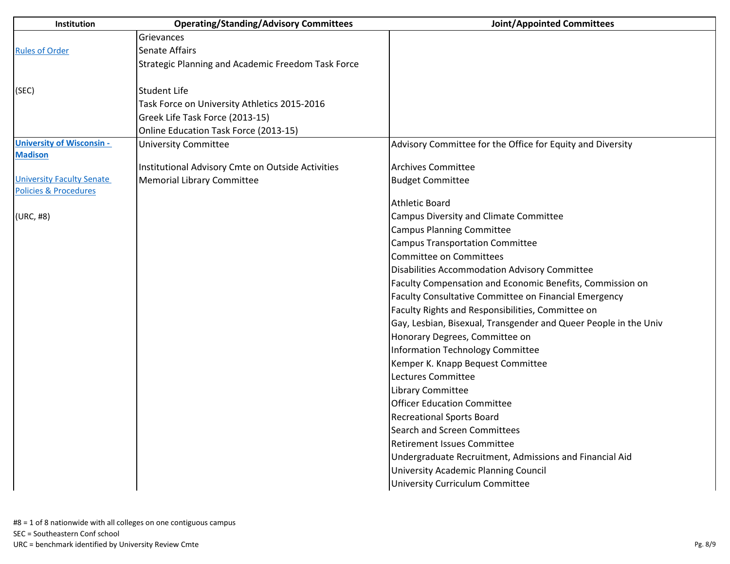| Institution | Operating/Standing/Advisory Committees | Joint/Appointed Committees |
|---|---|---|
| | Grievances | |
| Rules of Order | Senate Affairs | |
| | Strategic Planning and Academic Freedom Task Force | |
| (SEC) | Student Life | |
| | Task Force on University Athletics 2015-2016 | |
| | Greek Life Task Force (2013-15) | |
| | Online Education Task Force (2013-15) | |
| **University of Wisconsin - Madison** | University Committee | Advisory Committee for the Office for Equity and Diversity |
| | Institutional Advisory Cmte on Outside Activities | Archives Committee |
| University Faculty Senate Policies & Procedures | Memorial Library Committee | Budget Committee |
| | | Athletic Board |
| (URC, #8) | | Campus Diversity and Climate Committee |
| | | Campus Planning Committee |
| | | Campus Transportation Committee |
| | | Committee on Committees |
| | | Disabilities Accommodation Advisory Committee |
| | | Faculty Compensation and Economic Benefits, Commission on |
| | | Faculty Consultative Committee on Financial Emergency |
| | | Faculty Rights and Responsibilities, Committee on |
| | | Gay, Lesbian, Bisexual, Transgender and Queer People in the Univ |
| | | Honorary Degrees, Committee on |
| | | Information Technology Committee |
| | | Kemper K. Knapp Bequest Committee |
| | | Lectures Committee |
| | | Library Committee |
| | | Officer Education Committee |
| | | Recreational Sports Board |
| | | Search and Screen Committees |
| | | Retirement Issues Committee |
| | | Undergraduate Recruitment, Admissions and Financial Aid |
| | | University Academic Planning Council |
| | | University Curriculum Committee |

#8 = 1 of 8 nationwide with all colleges on one contiguous campus
SEC = Southeastern Conf school
URC = benchmark identified by University Review Cmte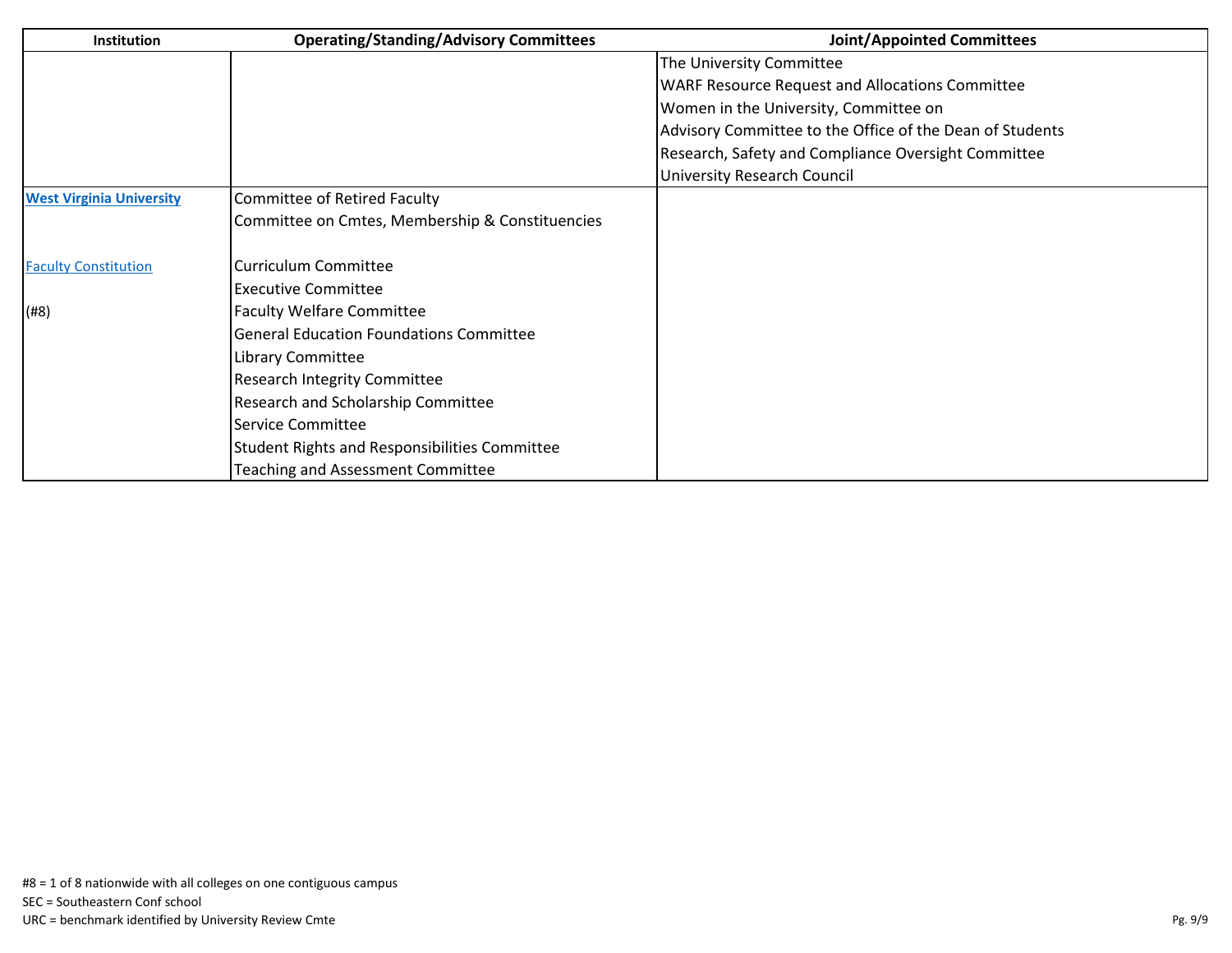| Institution | Operating/Standing/Advisory Committees | Joint/Appointed Committees |
|---|---|---|
| | | The University Committee |
| | | WARF Resource Request and Allocations Committee |
| | | Women in the University, Committee on |
| | | Advisory Committee to the Office of the Dean of Students |
| | | Research, Safety and Compliance Oversight Committee |
| | | University Research Council |
| **West Virginia University** | Committee of Retired Faculty | |
| | Committee on Cmtes, Membership & Constituencies | |
| Faculty Constitution | Curriculum Committee | |
| | Executive Committee | |
| (#8) | Faculty Welfare Committee | |
| | General Education Foundations Committee | |
| | Library Committee | |
| | Research Integrity Committee | |
| | Research and Scholarship Committee | |
| | Service Committee | |
| | Student Rights and Responsibilities Committee | |
| | Teaching and Assessment Committee | |

#8 = 1 of 8 nationwide with all colleges on one contiguous campus
SEC = Southeastern Conf school
URC = benchmark identified by University Review Cmte